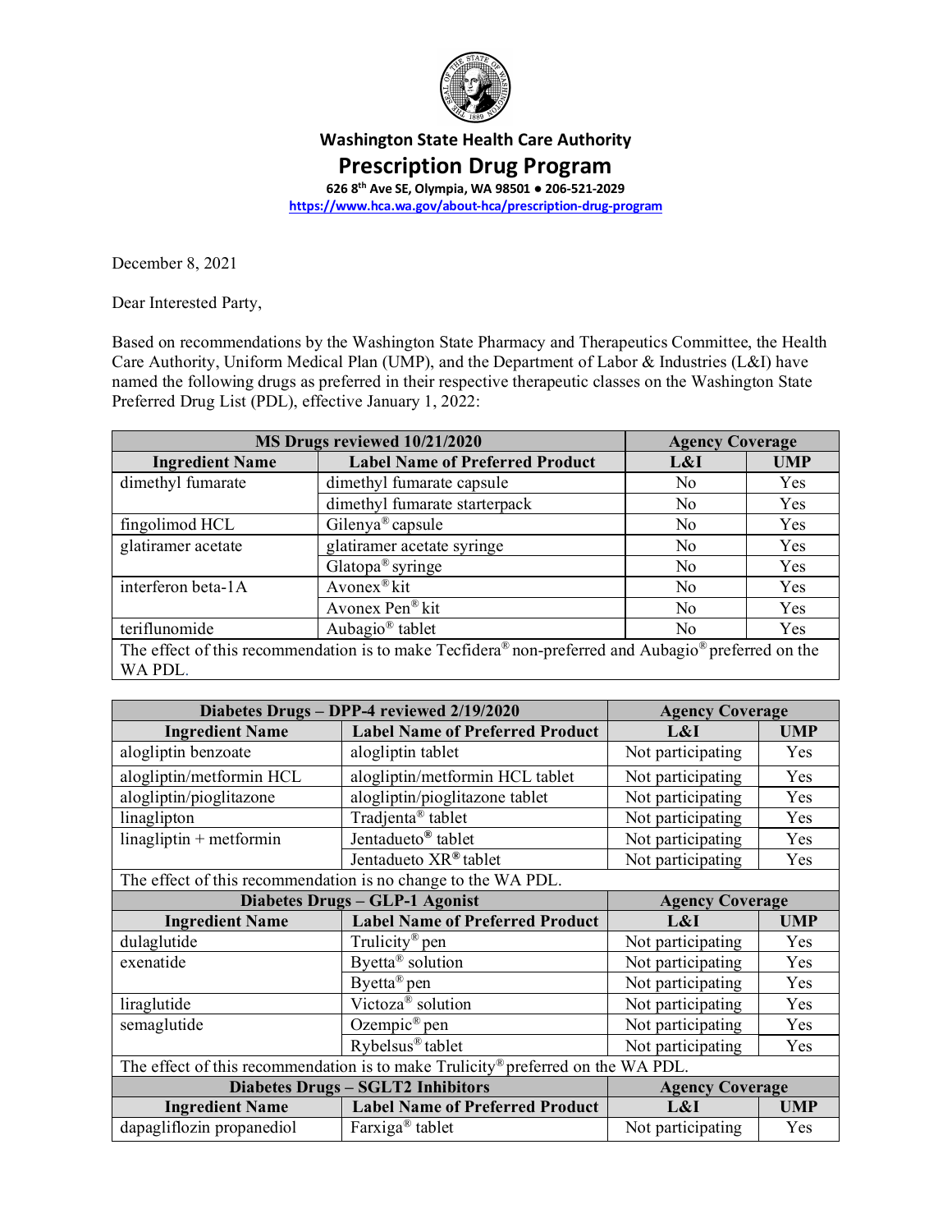**Washington State Health Care Authority**

# Prescription Drug Program

**626 8th Ave SE, Olympia, WA 98501 ● 206-521-2029**

**https://www.hca.wa.gov/about-hca/prescription-drug-program**

December 8, 2021

Dear Interested Party,

Based on recommendations by the Washington State Pharmacy and Therapeutics Committee, the Health Care Authority, Uniform Medical Plan (UMP), and the Department of Labor & Industries (L&I) have named the following drugs as preferred in their respective therapeutic classes on the Washington State Preferred Drug List (PDL), effective January 1, 2022:

| MS Drugs reviewed 10/21/2020 | | Agency Coverage | |
|---|---|---|---|
| **Ingredient Name** | **Label Name of Preferred Product** | **L&I** | **UMP** |
| dimethyl fumarate | dimethyl fumarate capsule | No | Yes |
| | dimethyl fumarate starterpack | No | Yes |
| fingolimod HCL | Gilenya® capsule | No | Yes |
| glatiramer acetate | glatiramer acetate syringe | No | Yes |
| | Glatopa® syringe | No | Yes |
| interferon beta-1A | Avonex® kit | No | Yes |
| | Avonex Pen® kit | No | Yes |
| teriflunomide | Aubagio® tablet | No | Yes |
| The effect of this recommendation is to make Tecfidera® non-preferred and Aubagio® preferred on the WA PDL. | | | |

| Diabetes Drugs – DPP-4 reviewed 2/19/2020 | | Agency Coverage | |
|---|---|---|---|
| **Ingredient Name** | **Label Name of Preferred Product** | **L&I** | **UMP** |
| alogliptin benzoate | alogliptin tablet | Not participating | Yes |
| alogliptin/metformin HCL | alogliptin/metformin HCL tablet | Not participating | Yes |
| alogliptin/pioglitazone | alogliptin/pioglitazone tablet | Not participating | Yes |
| linaglipton | Tradjenta® tablet | Not participating | Yes |
| linagliptin + metformin | Jentadueto® tablet | Not participating | Yes |
| | Jentadueto XR® tablet | Not participating | Yes |
| The effect of this recommendation is no change to the WA PDL. | | | |
| **Diabetes Drugs – GLP-1 Agonist** | | **Agency Coverage** | |
| **Ingredient Name** | **Label Name of Preferred Product** | **L&I** | **UMP** |
| dulaglutide | Trulicity® pen | Not participating | Yes |
| exenatide | Byetta® solution | Not participating | Yes |
| | Byetta® pen | Not participating | Yes |
| liraglutide | Victoza® solution | Not participating | Yes |
| semaglutide | Ozempic® pen | Not participating | Yes |
| | Rybelsus® tablet | Not participating | Yes |
| The effect of this recommendation is to make Trulicity® preferred on the WA PDL. | | | |
| **Diabetes Drugs – SGLT2 Inhibitors** | | **Agency Coverage** | |
| **Ingredient Name** | **Label Name of Preferred Product** | **L&I** | **UMP** |
| dapagliflozin propanediol | Farxiga® tablet | Not participating | Yes |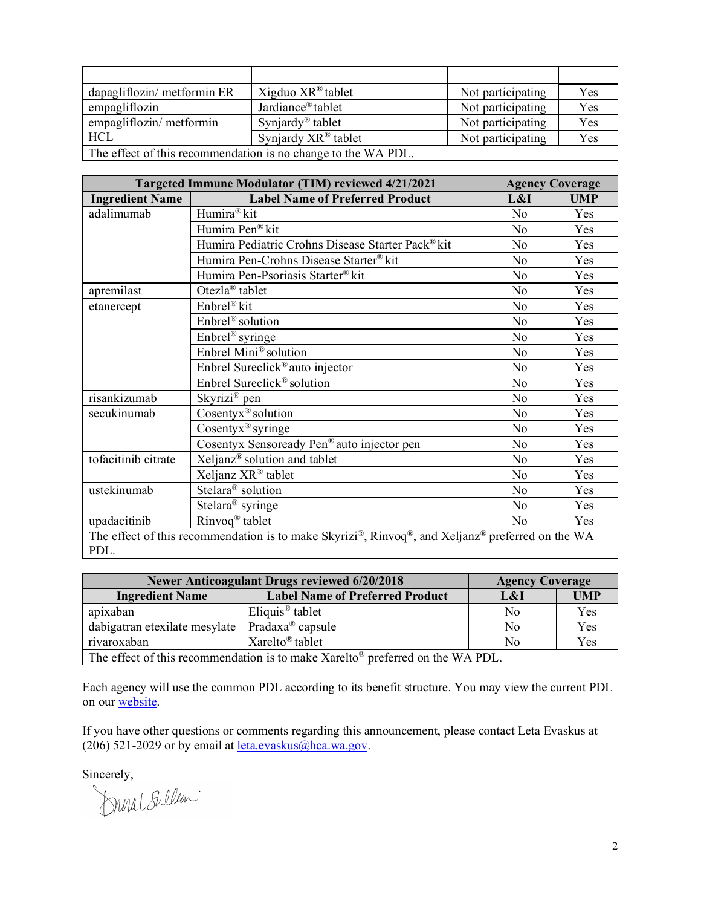| | | | |
|---|---|---|---|
| dapagliflozin/ metformin ER | Xigduo XR® tablet | Not participating | Yes |
| empagliflozin | Jardiance® tablet | Not participating | Yes |
| empagliflozin/ metformin HCL | Synjardy® tablet | Not participating | Yes |
| | Synjardy XR® tablet | Not participating | Yes |
| The effect of this recommendation is no change to the WA PDL. | | | |

| Targeted Immune Modulator (TIM) reviewed 4/21/2021 | | Agency Coverage | |
|---|---|---|---|
| **Ingredient Name** | **Label Name of Preferred Product** | **L&I** | **UMP** |
| adalimumab | Humira® kit | No | Yes |
| | Humira Pen® kit | No | Yes |
| | Humira Pediatric Crohns Disease Starter Pack® kit | No | Yes |
| | Humira Pen-Crohns Disease Starter® kit | No | Yes |
| | Humira Pen-Psoriasis Starter® kit | No | Yes |
| apremilast | Otezla® tablet | No | Yes |
| etanercept | Enbrel® kit | No | Yes |
| | Enbrel® solution | No | Yes |
| | Enbrel® syringe | No | Yes |
| | Enbrel Mini® solution | No | Yes |
| | Enbrel Sureclick® auto injector | No | Yes |
| | Enbrel Sureclick® solution | No | Yes |
| risankizumab | Skyrizi® pen | No | Yes |
| secukinumab | Cosentyx® solution | No | Yes |
| | Cosentyx® syringe | No | Yes |
| | Cosentyx Sensoready Pen® auto injector pen | No | Yes |
| tofacitinib citrate | Xeljanz® solution and tablet | No | Yes |
| | Xeljanz XR® tablet | No | Yes |
| ustekinumab | Stelara® solution | No | Yes |
| | Stelara® syringe | No | Yes |
| upadacitinib | Rinvoq® tablet | No | Yes |
| The effect of this recommendation is to make Skyrizi®, Rinvoq®, and Xeljanz® preferred on the WA PDL. | | | |

| Newer Anticoagulant Drugs reviewed 6/20/2018 | | Agency Coverage | |
|---|---|---|---|
| **Ingredient Name** | **Label Name of Preferred Product** | **L&I** | **UMP** |
| apixaban | Eliquis® tablet | No | Yes |
| dabigatran etexilate mesylate | Pradaxa® capsule | No | Yes |
| rivaroxaban | Xarelto® tablet | No | Yes |
| The effect of this recommendation is to make Xarelto® preferred on the WA PDL. | | | |

Each agency will use the common PDL according to its benefit structure. You may view the current PDL on our website.

If you have other questions or comments regarding this announcement, please contact Leta Evaskus at (206) 521-2029 or by email at leta.evaskus@hca.wa.gov.

Sincerely,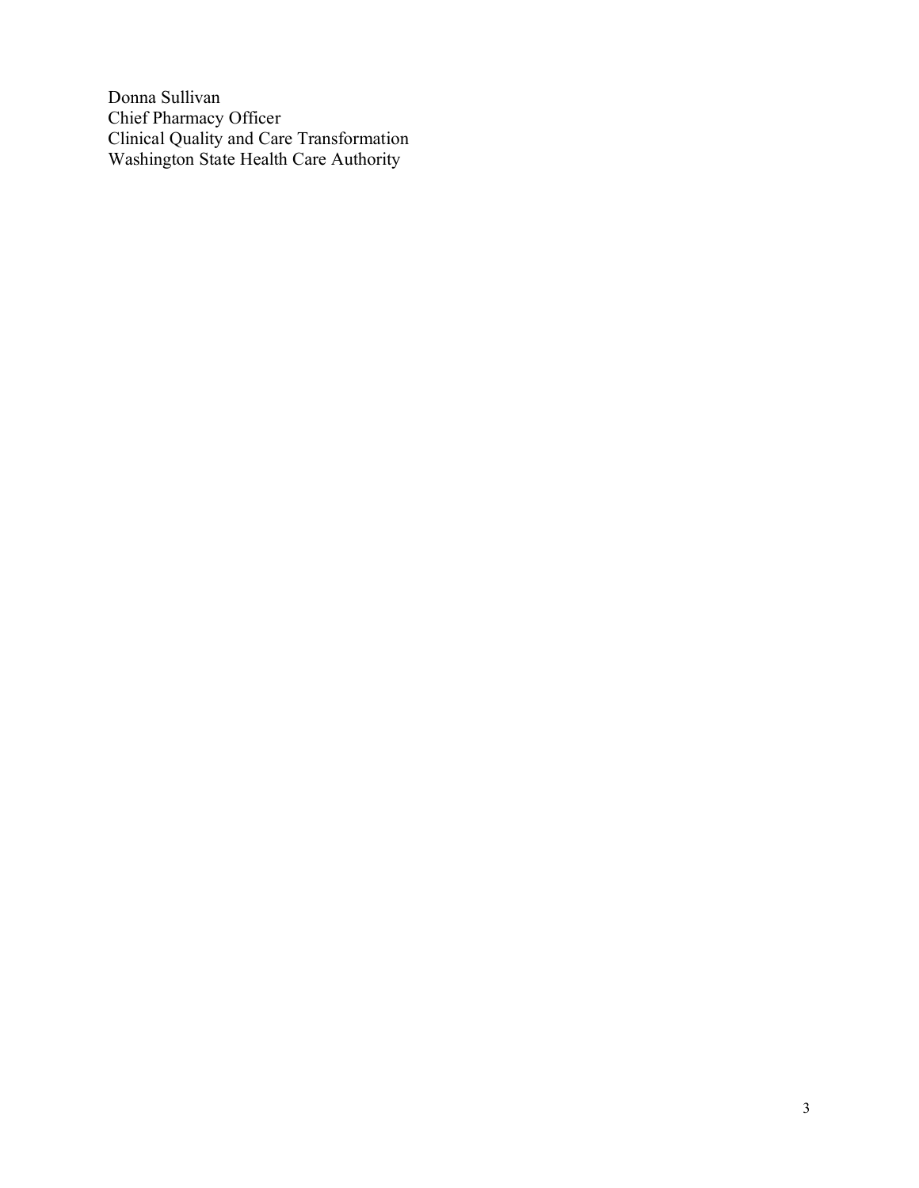Donna Sullivan  
Chief Pharmacy Officer  
Clinical Quality and Care Transformation  
Washington State Health Care Authority